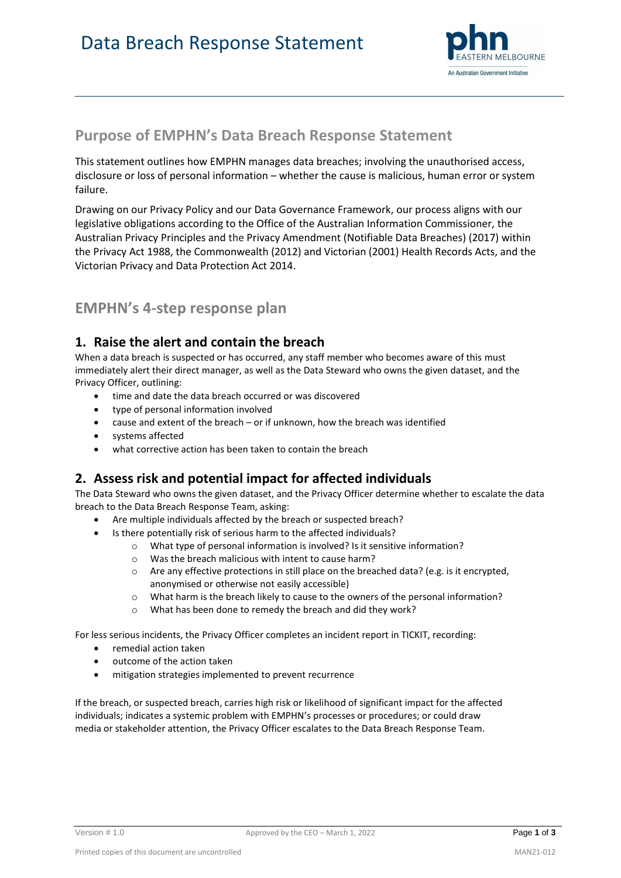# Data Breach Response Statement

## Purpose of EMPHN's Data Breach Response Statement

This statement outlines how EMPHN manages data breaches; involving the unauthorised access, disclosure or loss of personal information – whether the cause is malicious, human error or system failure.

Drawing on our Privacy Policy and our Data Governance Framework, our process aligns with our legislative obligations according to the Office of the Australian Information Commissioner, the Australian Privacy Principles and the Privacy Amendment (Notifiable Data Breaches) (2017) within the Privacy Act 1988, the Commonwealth (2012) and Victorian (2001) Health Records Acts, and the Victorian Privacy and Data Protection Act 2014.

## EMPHN's 4-step response plan

### 1. Raise the alert and contain the breach

When a data breach is suspected or has occurred, any staff member who becomes aware of this must immediately alert their direct manager, as well as the Data Steward who owns the given dataset, and the Privacy Officer, outlining:

- time and date the data breach occurred or was discovered
- type of personal information involved
- cause and extent of the breach – or if unknown, how the breach was identified
- systems affected
- what corrective action has been taken to contain the breach

### 2. Assess risk and potential impact for affected individuals

The Data Steward who owns the given dataset, and the Privacy Officer determine whether to escalate the data breach to the Data Breach Response Team, asking:

- Are multiple individuals affected by the breach or suspected breach?
- Is there potentially risk of serious harm to the affected individuals?
  - What type of personal information is involved? Is it sensitive information?
  - Was the breach malicious with intent to cause harm?
  - Are any effective protections in still place on the breached data? (e.g. is it encrypted, anonymised or otherwise not easily accessible)
  - What harm is the breach likely to cause to the owners of the personal information?
  - What has been done to remedy the breach and did they work?

For less serious incidents, the Privacy Officer completes an incident report in TICKIT, recording:

- remedial action taken
- outcome of the action taken
- mitigation strategies implemented to prevent recurrence

If the breach, or suspected breach, carries high risk or likelihood of significant impact for the affected individuals; indicates a systemic problem with EMPHN's processes or procedures; or could draw media or stakeholder attention, the Privacy Officer escalates to the Data Breach Response Team.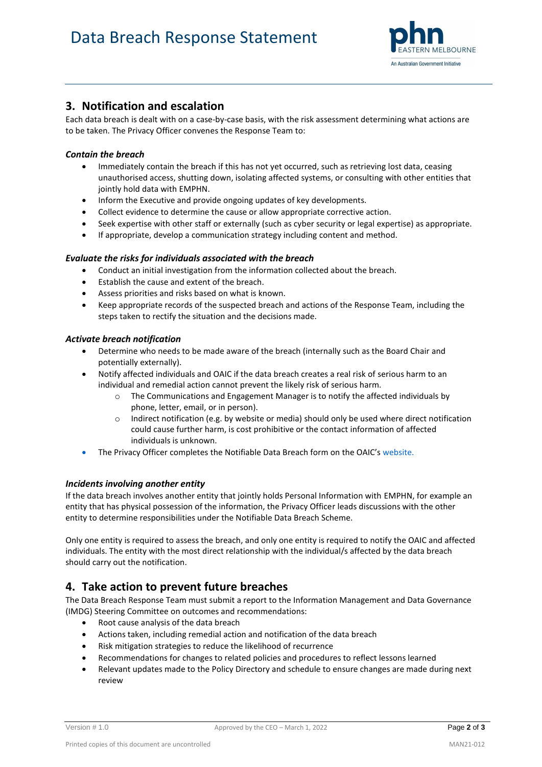## 3. Notification and escalation

Each data breach is dealt with on a case-by-case basis, with the risk assessment determining what actions are to be taken. The Privacy Officer convenes the Response Team to:

### *Contain the breach*

- Immediately contain the breach if this has not yet occurred, such as retrieving lost data, ceasing unauthorised access, shutting down, isolating affected systems, or consulting with other entities that jointly hold data with EMPHN.
- Inform the Executive and provide ongoing updates of key developments.
- Collect evidence to determine the cause or allow appropriate corrective action.
- Seek expertise with other staff or externally (such as cyber security or legal expertise) as appropriate.
- If appropriate, develop a communication strategy including content and method.

### *Evaluate the risks for individuals associated with the breach*

- Conduct an initial investigation from the information collected about the breach.
- Establish the cause and extent of the breach.
- Assess priorities and risks based on what is known.
- Keep appropriate records of the suspected breach and actions of the Response Team, including the steps taken to rectify the situation and the decisions made.

### *Activate breach notification*

- Determine who needs to be made aware of the breach (internally such as the Board Chair and potentially externally).
- Notify affected individuals and OAIC if the data breach creates a real risk of serious harm to an individual and remedial action cannot prevent the likely risk of serious harm.
  - The Communications and Engagement Manager is to notify the affected individuals by phone, letter, email, or in person).
  - Indirect notification (e.g. by website or media) should only be used where direct notification could cause further harm, is cost prohibitive or the contact information of affected individuals is unknown.
- The Privacy Officer completes the Notifiable Data Breach form on the OAIC's website.

### *Incidents involving another entity*

If the data breach involves another entity that jointly holds Personal Information with EMPHN, for example an entity that has physical possession of the information, the Privacy Officer leads discussions with the other entity to determine responsibilities under the Notifiable Data Breach Scheme.

Only one entity is required to assess the breach, and only one entity is required to notify the OAIC and affected individuals. The entity with the most direct relationship with the individual/s affected by the data breach should carry out the notification.

## 4. Take action to prevent future breaches

The Data Breach Response Team must submit a report to the Information Management and Data Governance (IMDG) Steering Committee on outcomes and recommendations:

- Root cause analysis of the data breach
- Actions taken, including remedial action and notification of the data breach
- Risk mitigation strategies to reduce the likelihood of recurrence
- Recommendations for changes to related policies and procedures to reflect lessons learned
- Relevant updates made to the Policy Directory and schedule to ensure changes are made during next review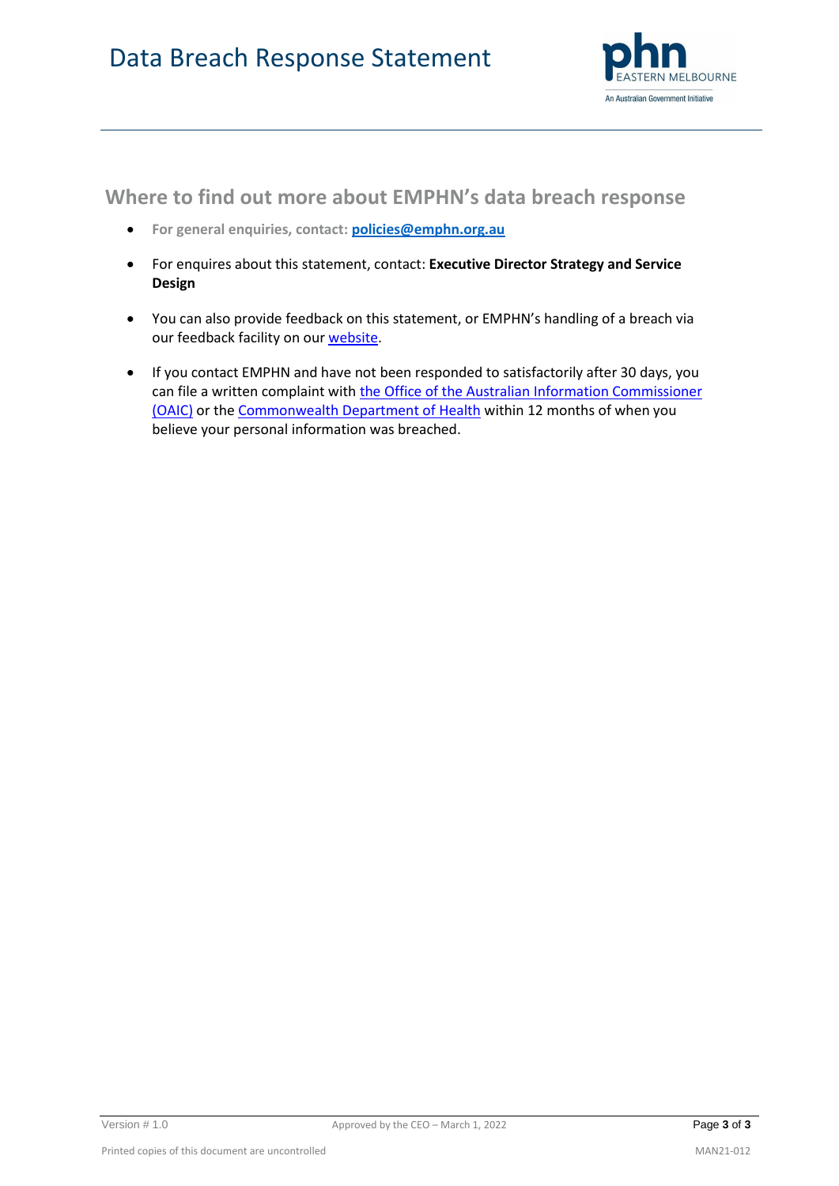## Where to find out more about EMPHN's data breach response

- **For general enquiries, contact: policies@emphn.org.au**
- For enquires about this statement, contact: **Executive Director Strategy and Service Design**
- You can also provide feedback on this statement, or EMPHN's handling of a breach via our feedback facility on our website.
- If you contact EMPHN and have not been responded to satisfactorily after 30 days, you can file a written complaint with the Office of the Australian Information Commissioner (OAIC) or the Commonwealth Department of Health within 12 months of when you believe your personal information was breached.